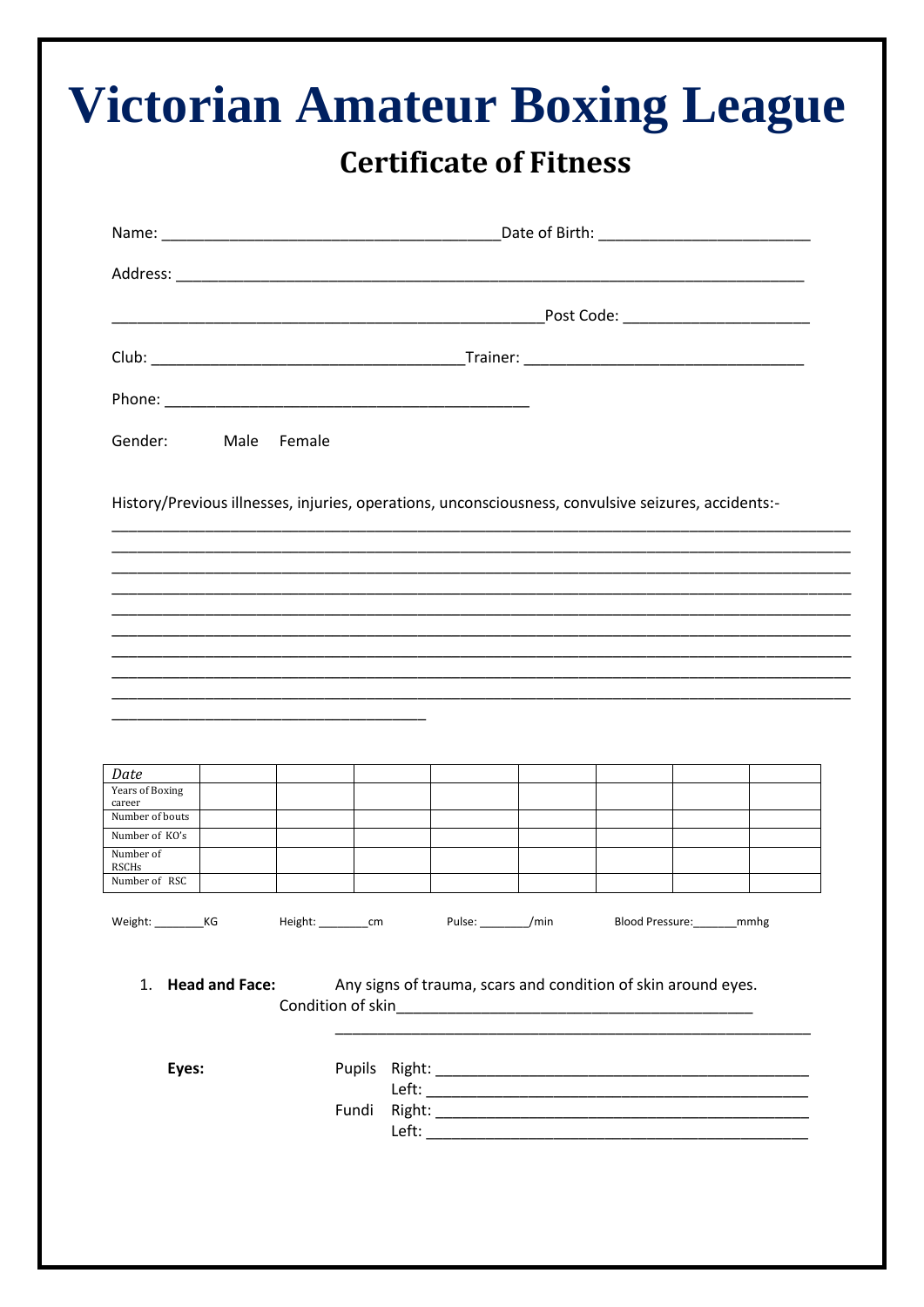# Victorian Amateur Boxing League

## Certificate of Fitness

Name: ______________________________________Date of Birth: ________________________

Address: _______________________________________________________________________

_________________________________________________Post Code: _____________________

Club: ___________________________________Trainer: _______________________________

Phone: _________________________________________

Gender: Male Female

History/Previous illnesses, injuries, operations, unconsciousness, convulsive seizures, accidents:-

___________________________________________________________________________________
___________________________________________________________________________________
___________________________________________________________________________________
___________________________________________________________________________________
___________________________________________________________________________________
___________________________________________________________________________________
___________________________________________________________________________________
___________________________________________________________________________________
___________________________________________________________________________________
___________________________________

| *Date* | | | | | | | | |
|---|---|---|---|---|---|---|---|---|
| Years of Boxing career | | | | | | | | |
| Number of bouts | | | | | | | | |
| Number of KO's | | | | | | | | |
| Number of RSCHs | | | | | | | | |
| Number of RSC | | | | | | | | |

Weight: ________KG Height: ________cm Pulse: ________/min Blood Pressure:_______mmhg

1. **Head and Face:** Any signs of trauma, scars and condition of skin around eyes.
   Condition of skin__________________________________________
   ________________________________________________________

   **Eyes:** Pupils Right: ______________________________________________
   Left: ______________________________________________
   Fundi Right: ______________________________________________
   Left: ______________________________________________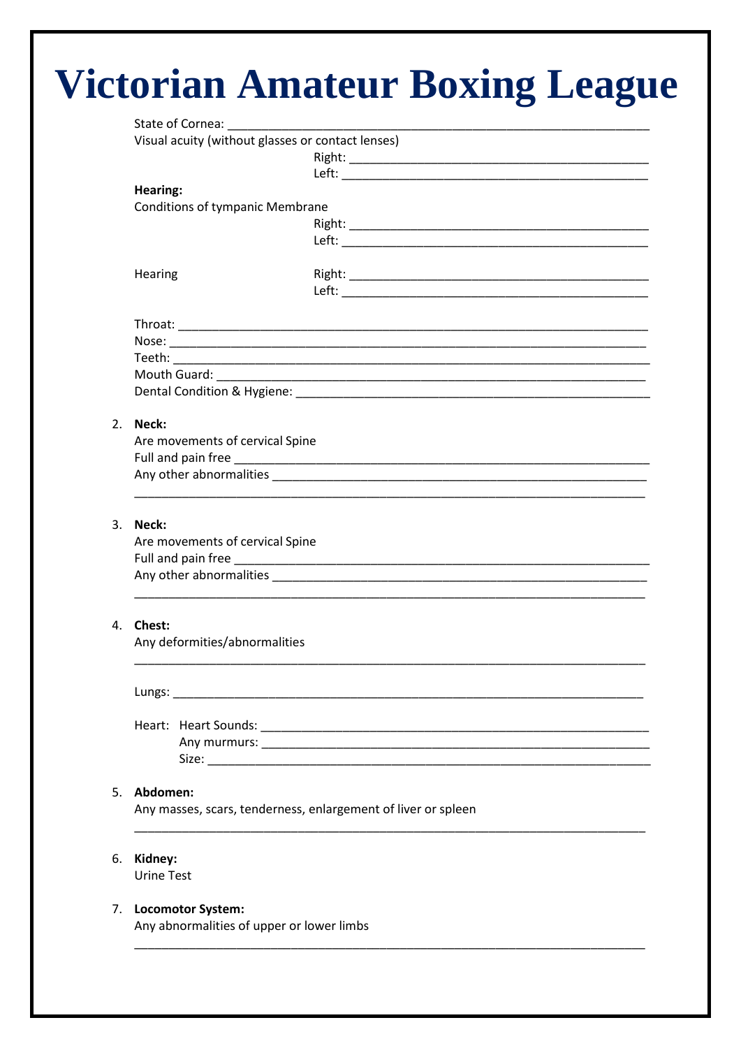# Victorian Amateur Boxing League

State of Cornea: ______________________________________________

Visual acuity (without glasses or contact lenses)

Right: ______________________________________________

Left: ______________________________________________

**Hearing:**

Conditions of tympanic Membrane

Right: ______________________________________________

Left: ______________________________________________

Hearing

Right: ______________________________________________

Left: ______________________________________________

Throat: ______________________________________________

Nose: ______________________________________________

Teeth: ______________________________________________

Mouth Guard: ______________________________________________

Dental Condition & Hygiene: ______________________________________________

2. **Neck:**

   Are movements of cervical Spine

   Full and pain free ______________________________________________

   Any other abnormalities ______________________________________________

   ______________________________________________

3. **Neck:**

   Are movements of cervical Spine

   Full and pain free ______________________________________________

   Any other abnormalities ______________________________________________

   ______________________________________________

4. **Chest:**

   Any deformities/abnormalities

   ______________________________________________

   Lungs: ______________________________________________

   Heart: Heart Sounds: ______________________________________________

   Any murmurs: ______________________________________________

   Size: ______________________________________________

5. **Abdomen:**

   Any masses, scars, tenderness, enlargement of liver or spleen

   ______________________________________________

6. **Kidney:**

   Urine Test

7. **Locomotor System:**

   Any abnormalities of upper or lower limbs

   ______________________________________________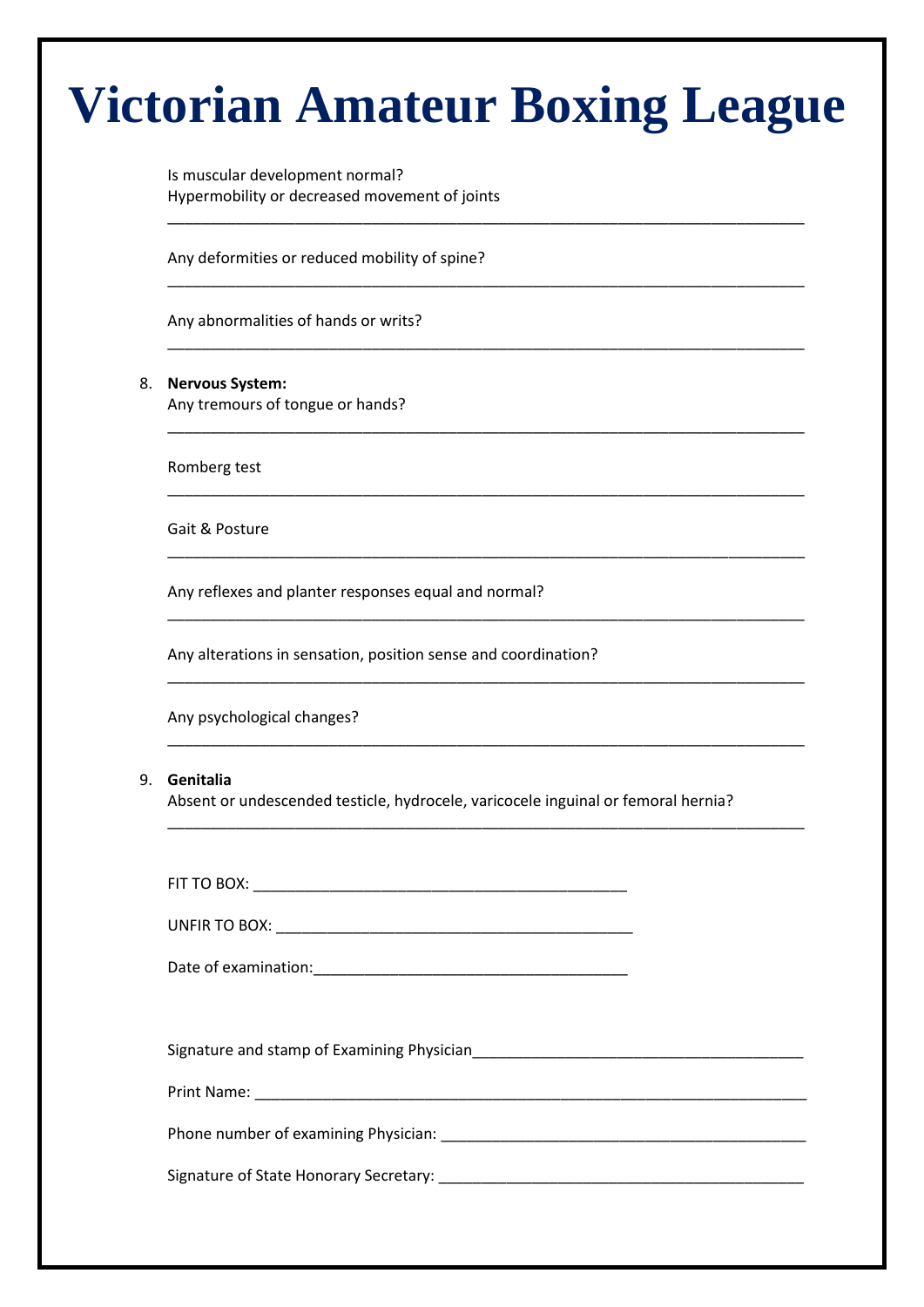# Victorian Amateur Boxing League

Is muscular development normal?
Hypermobility or decreased movement of joints

___________________________________________________________________________

Any deformities or reduced mobility of spine?

___________________________________________________________________________

Any abnormalities of hands or writs?

___________________________________________________________________________

8. **Nervous System:**
   Any tremours of tongue or hands?

   ___________________________________________________________________________

   Romberg test

   ___________________________________________________________________________

   Gait & Posture

   ___________________________________________________________________________

   Any reflexes and planter responses equal and normal?

   ___________________________________________________________________________

   Any alterations in sensation, position sense and coordination?

   ___________________________________________________________________________

   Any psychological changes?

   ___________________________________________________________________________

9. **Genitalia**
   Absent or undescended testicle, hydrocele, varicocele inguinal or femoral hernia?

   ___________________________________________________________________________

FIT TO BOX: ____________________________________________

UNFIR TO BOX: __________________________________________

Date of examination:______________________________________

Signature and stamp of Examining Physician______________________________________

Print Name: _________________________________________________________________

Phone number of examining Physician: ___________________________________________

Signature of State Honorary Secretary: ___________________________________________